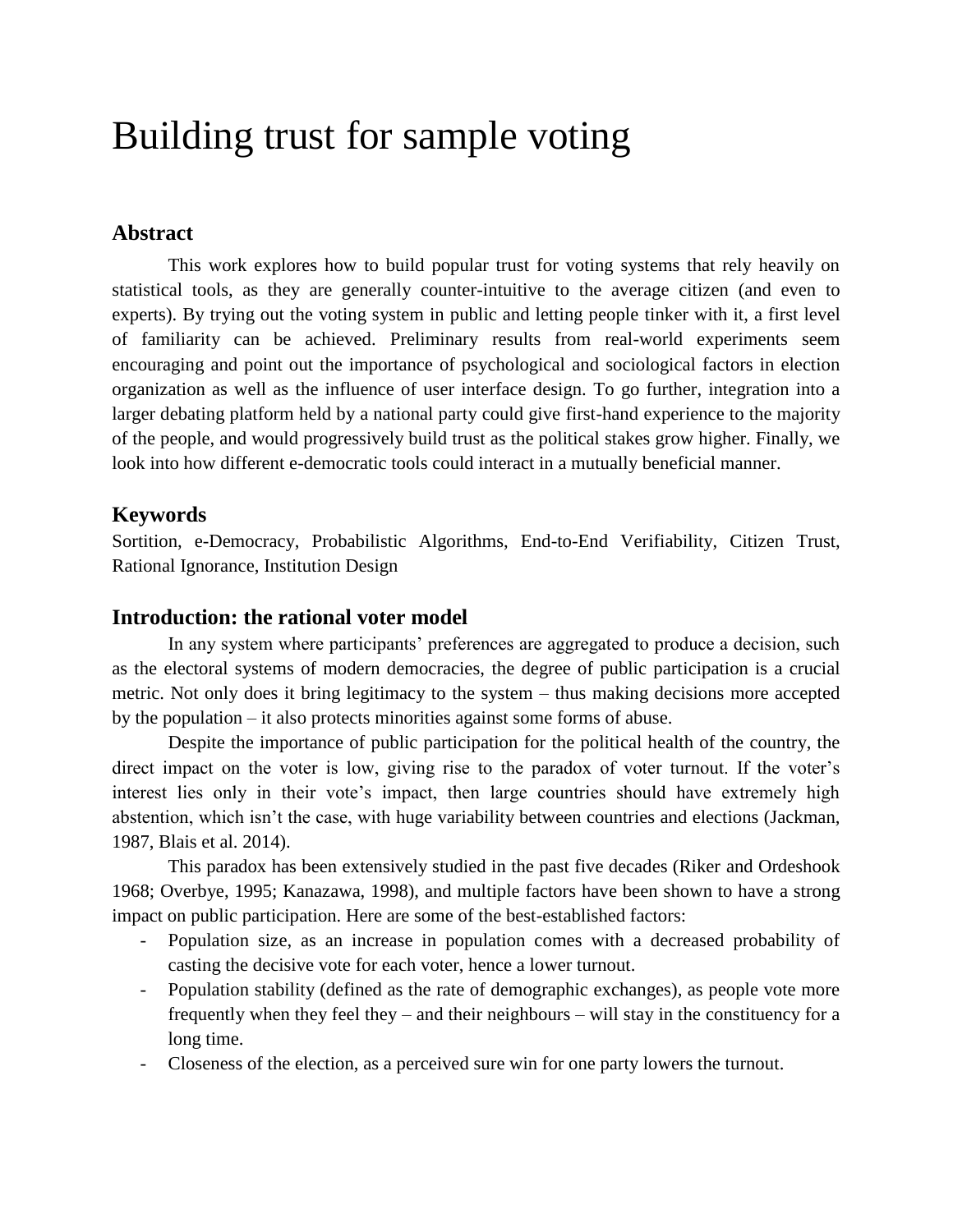# Building trust for sample voting

## Abstract

This work explores how to build popular trust for voting systems that rely heavily on statistical tools, as they are generally counter-intuitive to the average citizen (and even to experts). By trying out the voting system in public and letting people tinker with it, a first level of familiarity can be achieved. Preliminary results from real-world experiments seem encouraging and point out the importance of psychological and sociological factors in election organization as well as the influence of user interface design. To go further, integration into a larger debating platform held by a national party could give first-hand experience to the majority of the people, and would progressively build trust as the political stakes grow higher. Finally, we look into how different e-democratic tools could interact in a mutually beneficial manner.

## Keywords

Sortition, e-Democracy, Probabilistic Algorithms, End-to-End Verifiability, Citizen Trust, Rational Ignorance, Institution Design

## Introduction: the rational voter model

In any system where participants' preferences are aggregated to produce a decision, such as the electoral systems of modern democracies, the degree of public participation is a crucial metric. Not only does it bring legitimacy to the system – thus making decisions more accepted by the population – it also protects minorities against some forms of abuse.

Despite the importance of public participation for the political health of the country, the direct impact on the voter is low, giving rise to the paradox of voter turnout. If the voter's interest lies only in their vote's impact, then large countries should have extremely high abstention, which isn't the case, with huge variability between countries and elections (Jackman, 1987, Blais et al. 2014).

This paradox has been extensively studied in the past five decades (Riker and Ordeshook 1968; Overbye, 1995; Kanazawa, 1998), and multiple factors have been shown to have a strong impact on public participation. Here are some of the best-established factors:

- Population size, as an increase in population comes with a decreased probability of casting the decisive vote for each voter, hence a lower turnout.
- Population stability (defined as the rate of demographic exchanges), as people vote more frequently when they feel they – and their neighbours – will stay in the constituency for a long time.
- Closeness of the election, as a perceived sure win for one party lowers the turnout.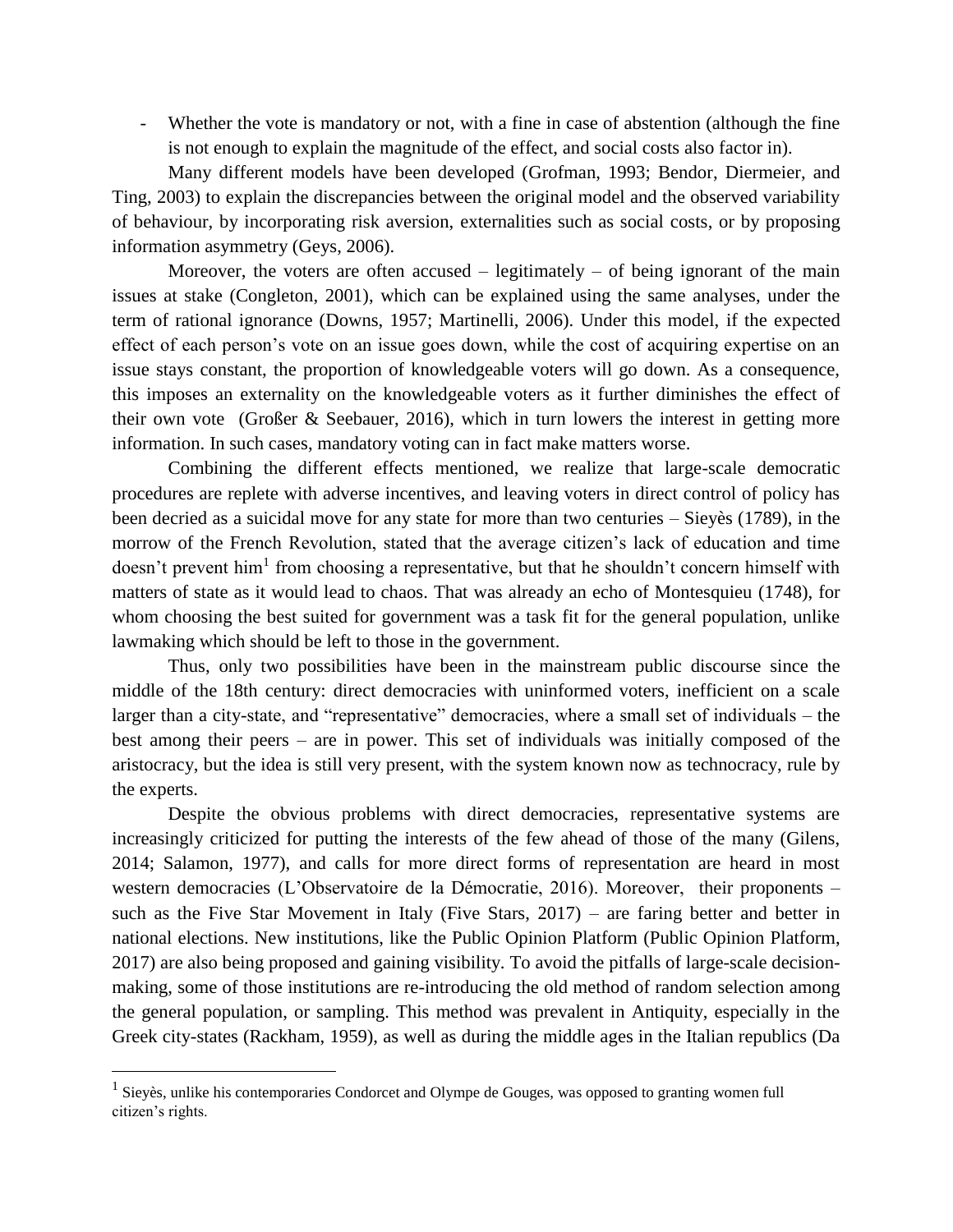- Whether the vote is mandatory or not, with a fine in case of abstention (although the fine is not enough to explain the magnitude of the effect, and social costs also factor in).

Many different models have been developed (Grofman, 1993; Bendor, Diermeier, and Ting, 2003) to explain the discrepancies between the original model and the observed variability of behaviour, by incorporating risk aversion, externalities such as social costs, or by proposing information asymmetry (Geys, 2006).

Moreover, the voters are often accused – legitimately – of being ignorant of the main issues at stake (Congleton, 2001), which can be explained using the same analyses, under the term of rational ignorance (Downs, 1957; Martinelli, 2006). Under this model, if the expected effect of each person's vote on an issue goes down, while the cost of acquiring expertise on an issue stays constant, the proportion of knowledgeable voters will go down. As a consequence, this imposes an externality on the knowledgeable voters as it further diminishes the effect of their own vote (Großer & Seebauer, 2016), which in turn lowers the interest in getting more information. In such cases, mandatory voting can in fact make matters worse.

Combining the different effects mentioned, we realize that large-scale democratic procedures are replete with adverse incentives, and leaving voters in direct control of policy has been decried as a suicidal move for any state for more than two centuries – Sieyès (1789), in the morrow of the French Revolution, stated that the average citizen's lack of education and time doesn't prevent him[1] from choosing a representative, but that he shouldn't concern himself with matters of state as it would lead to chaos. That was already an echo of Montesquieu (1748), for whom choosing the best suited for government was a task fit for the general population, unlike lawmaking which should be left to those in the government.

Thus, only two possibilities have been in the mainstream public discourse since the middle of the 18th century: direct democracies with uninformed voters, inefficient on a scale larger than a city-state, and "representative" democracies, where a small set of individuals – the best among their peers – are in power. This set of individuals was initially composed of the aristocracy, but the idea is still very present, with the system known now as technocracy, rule by the experts.

Despite the obvious problems with direct democracies, representative systems are increasingly criticized for putting the interests of the few ahead of those of the many (Gilens, 2014; Salamon, 1977), and calls for more direct forms of representation are heard in most western democracies (L'Observatoire de la Démocratie, 2016). Moreover, their proponents – such as the Five Star Movement in Italy (Five Stars, 2017) – are faring better and better in national elections. New institutions, like the Public Opinion Platform (Public Opinion Platform, 2017) are also being proposed and gaining visibility. To avoid the pitfalls of large-scale decision-making, some of those institutions are re-introducing the old method of random selection among the general population, or sampling. This method was prevalent in Antiquity, especially in the Greek city-states (Rackham, 1959), as well as during the middle ages in the Italian republics (Da

[1] Sieyès, unlike his contemporaries Condorcet and Olympe de Gouges, was opposed to granting women full citizen's rights.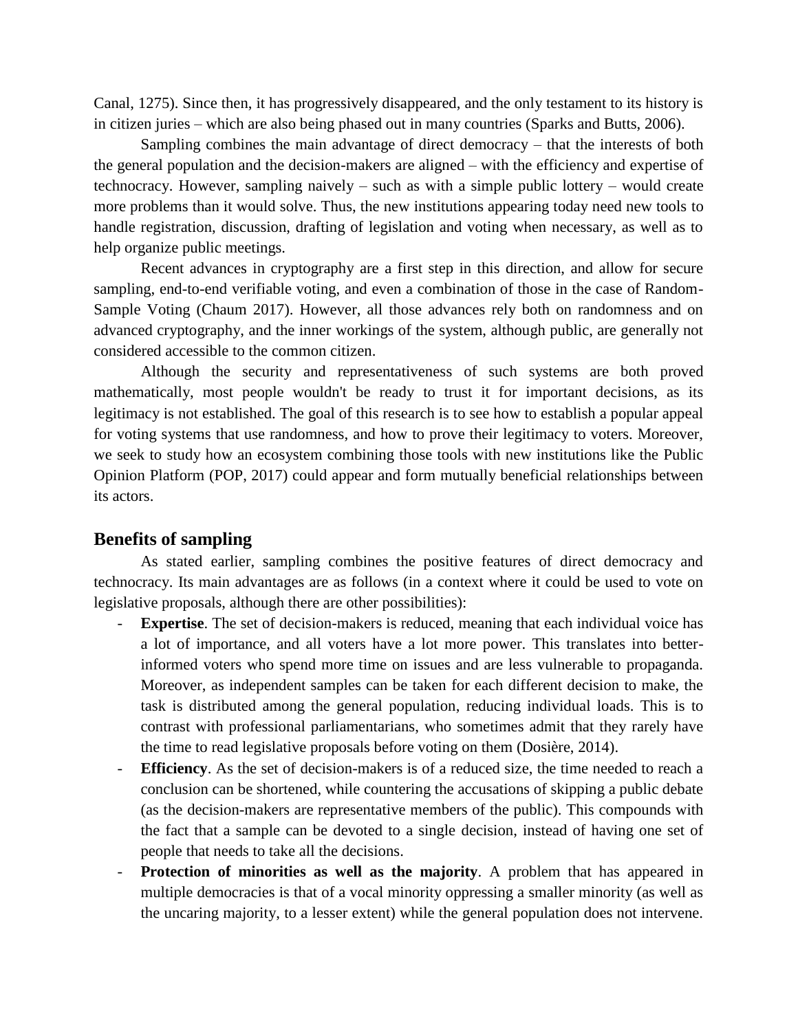Canal, 1275). Since then, it has progressively disappeared, and the only testament to its history is in citizen juries – which are also being phased out in many countries (Sparks and Butts, 2006).

Sampling combines the main advantage of direct democracy – that the interests of both the general population and the decision-makers are aligned – with the efficiency and expertise of technocracy. However, sampling naively – such as with a simple public lottery – would create more problems than it would solve. Thus, the new institutions appearing today need new tools to handle registration, discussion, drafting of legislation and voting when necessary, as well as to help organize public meetings.

Recent advances in cryptography are a first step in this direction, and allow for secure sampling, end-to-end verifiable voting, and even a combination of those in the case of Random-Sample Voting (Chaum 2017). However, all those advances rely both on randomness and on advanced cryptography, and the inner workings of the system, although public, are generally not considered accessible to the common citizen.

Although the security and representativeness of such systems are both proved mathematically, most people wouldn't be ready to trust it for important decisions, as its legitimacy is not established. The goal of this research is to see how to establish a popular appeal for voting systems that use randomness, and how to prove their legitimacy to voters. Moreover, we seek to study how an ecosystem combining those tools with new institutions like the Public Opinion Platform (POP, 2017) could appear and form mutually beneficial relationships between its actors.

## Benefits of sampling

As stated earlier, sampling combines the positive features of direct democracy and technocracy. Its main advantages are as follows (in a context where it could be used to vote on legislative proposals, although there are other possibilities):

- **Expertise**. The set of decision-makers is reduced, meaning that each individual voice has a lot of importance, and all voters have a lot more power. This translates into better-informed voters who spend more time on issues and are less vulnerable to propaganda. Moreover, as independent samples can be taken for each different decision to make, the task is distributed among the general population, reducing individual loads. This is to contrast with professional parliamentarians, who sometimes admit that they rarely have the time to read legislative proposals before voting on them (Dosière, 2014).
- **Efficiency**. As the set of decision-makers is of a reduced size, the time needed to reach a conclusion can be shortened, while countering the accusations of skipping a public debate (as the decision-makers are representative members of the public). This compounds with the fact that a sample can be devoted to a single decision, instead of having one set of people that needs to take all the decisions.
- **Protection of minorities as well as the majority**. A problem that has appeared in multiple democracies is that of a vocal minority oppressing a smaller minority (as well as the uncaring majority, to a lesser extent) while the general population does not intervene.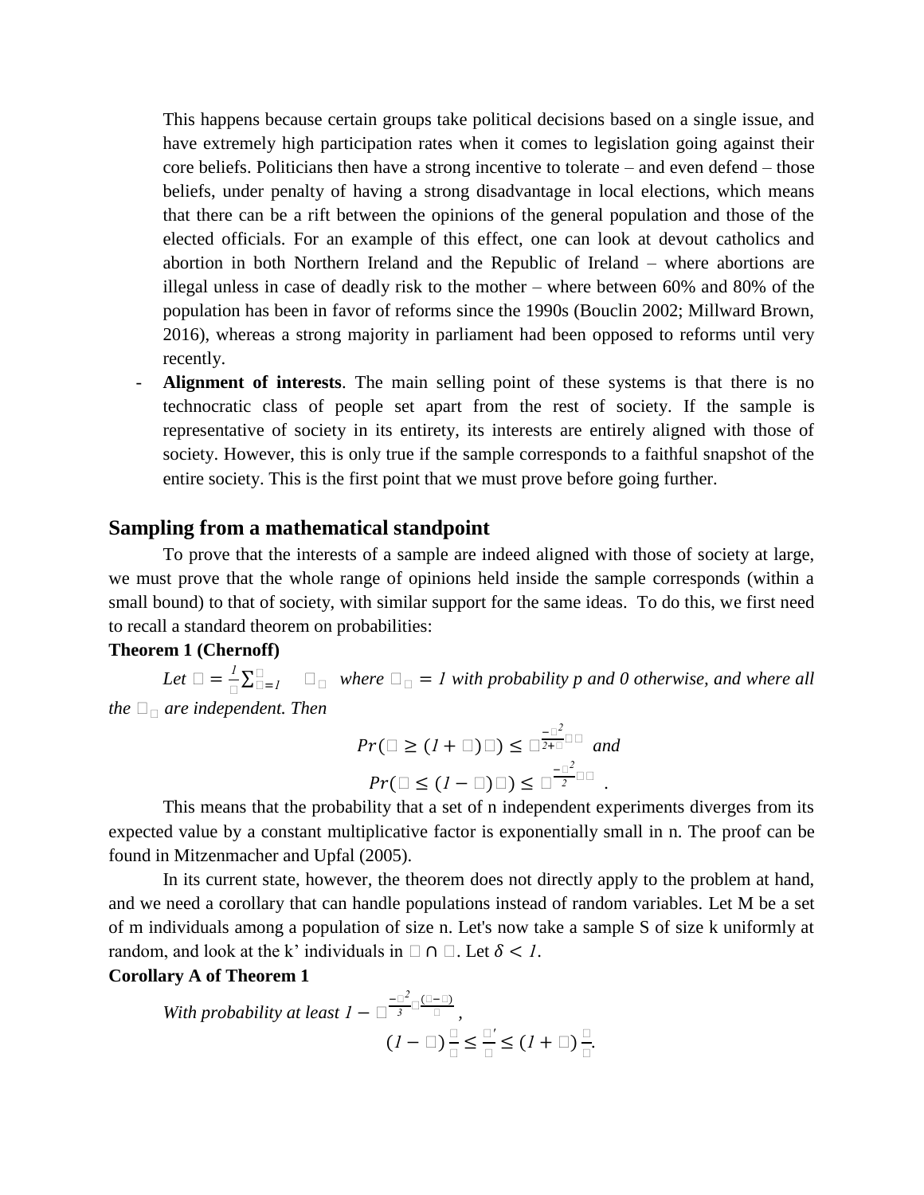This happens because certain groups take political decisions based on a single issue, and have extremely high participation rates when it comes to legislation going against their core beliefs. Politicians then have a strong incentive to tolerate – and even defend – those beliefs, under penalty of having a strong disadvantage in local elections, which means that there can be a rift between the opinions of the general population and those of the elected officials. For an example of this effect, one can look at devout catholics and abortion in both Northern Ireland and the Republic of Ireland – where abortions are illegal unless in case of deadly risk to the mother – where between 60% and 80% of the population has been in favor of reforms since the 1990s (Bouclin 2002; Millward Brown, 2016), whereas a strong majority in parliament had been opposed to reforms until very recently.

- **Alignment of interests**. The main selling point of these systems is that there is no technocratic class of people set apart from the rest of society. If the sample is representative of society in its entirety, its interests are entirely aligned with those of society. However, this is only true if the sample corresponds to a faithful snapshot of the entire society. This is the first point that we must prove before going further.

## Sampling from a mathematical standpoint

To prove that the interests of a sample are indeed aligned with those of society at large, we must prove that the whole range of opinions held inside the sample corresponds (within a small bound) to that of society, with similar support for the same ideas. To do this, we first need to recall a standard theorem on probabilities:

**Theorem 1 (Chernoff)**

*Let $X = \frac{1}{n}\sum_{i=1}^{n} X_i$ where $X_i = 1$ with probability p and 0 otherwise, and where all the $X_i$ are independent. Then*

$$Pr(X \geq (1+\delta)p) \leq e^{\frac{-\delta^2}{2+\delta}np} \text{ and}$$

$$Pr(X \leq (1-\delta)p) \leq e^{\frac{-\delta^2}{2}np} .$$

This means that the probability that a set of n independent experiments diverges from its expected value by a constant multiplicative factor is exponentially small in n. The proof can be found in Mitzenmacher and Upfal (2005).

In its current state, however, the theorem does not directly apply to the problem at hand, and we need a corollary that can handle populations instead of random variables. Let M be a set of m individuals among a population of size n. Let's now take a sample S of size k uniformly at random, and look at the k' individuals in $S \cap M$. Let $\delta < 1$.

**Corollary A of Theorem 1**

*With probability at least $1 - e^{\frac{-\delta^2}{3}k\frac{(n-m)}{n}}$,*

$$(1-\delta)\frac{m}{n} \leq \frac{k'}{k} \leq (1+\delta)\frac{m}{n}.$$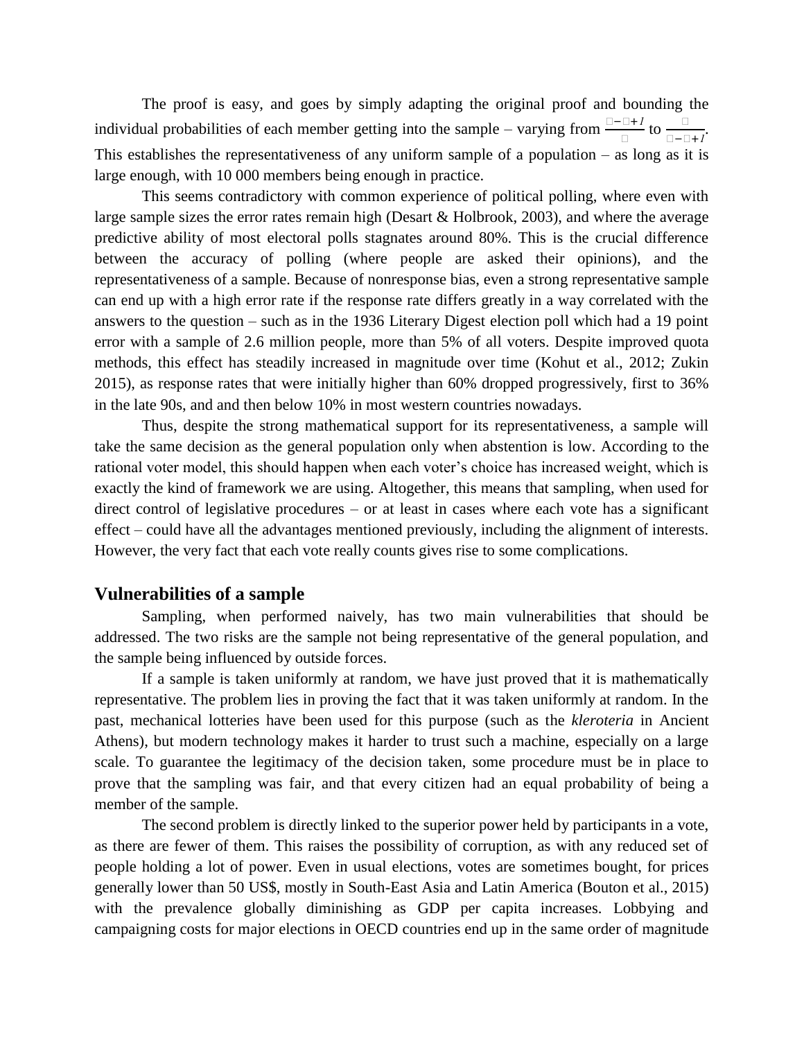The proof is easy, and goes by simply adapting the original proof and bounding the individual probabilities of each member getting into the sample – varying from $\frac{\square - \square + 1}{\square}$ to $\frac{\square}{\square - \square + 1}$. This establishes the representativeness of any uniform sample of a population – as long as it is large enough, with 10 000 members being enough in practice.

This seems contradictory with common experience of political polling, where even with large sample sizes the error rates remain high (Desart & Holbrook, 2003), and where the average predictive ability of most electoral polls stagnates around 80%. This is the crucial difference between the accuracy of polling (where people are asked their opinions), and the representativeness of a sample. Because of nonresponse bias, even a strong representative sample can end up with a high error rate if the response rate differs greatly in a way correlated with the answers to the question – such as in the 1936 Literary Digest election poll which had a 19 point error with a sample of 2.6 million people, more than 5% of all voters. Despite improved quota methods, this effect has steadily increased in magnitude over time (Kohut et al., 2012; Zukin 2015), as response rates that were initially higher than 60% dropped progressively, first to 36% in the late 90s, and and then below 10% in most western countries nowadays.

Thus, despite the strong mathematical support for its representativeness, a sample will take the same decision as the general population only when abstention is low. According to the rational voter model, this should happen when each voter's choice has increased weight, which is exactly the kind of framework we are using. Altogether, this means that sampling, when used for direct control of legislative procedures – or at least in cases where each vote has a significant effect – could have all the advantages mentioned previously, including the alignment of interests. However, the very fact that each vote really counts gives rise to some complications.

## Vulnerabilities of a sample

Sampling, when performed naively, has two main vulnerabilities that should be addressed. The two risks are the sample not being representative of the general population, and the sample being influenced by outside forces.

If a sample is taken uniformly at random, we have just proved that it is mathematically representative. The problem lies in proving the fact that it was taken uniformly at random. In the past, mechanical lotteries have been used for this purpose (such as the *kleroteria* in Ancient Athens), but modern technology makes it harder to trust such a machine, especially on a large scale. To guarantee the legitimacy of the decision taken, some procedure must be in place to prove that the sampling was fair, and that every citizen had an equal probability of being a member of the sample.

The second problem is directly linked to the superior power held by participants in a vote, as there are fewer of them. This raises the possibility of corruption, as with any reduced set of people holding a lot of power. Even in usual elections, votes are sometimes bought, for prices generally lower than 50 US$, mostly in South-East Asia and Latin America (Bouton et al., 2015) with the prevalence globally diminishing as GDP per capita increases. Lobbying and campaigning costs for major elections in OECD countries end up in the same order of magnitude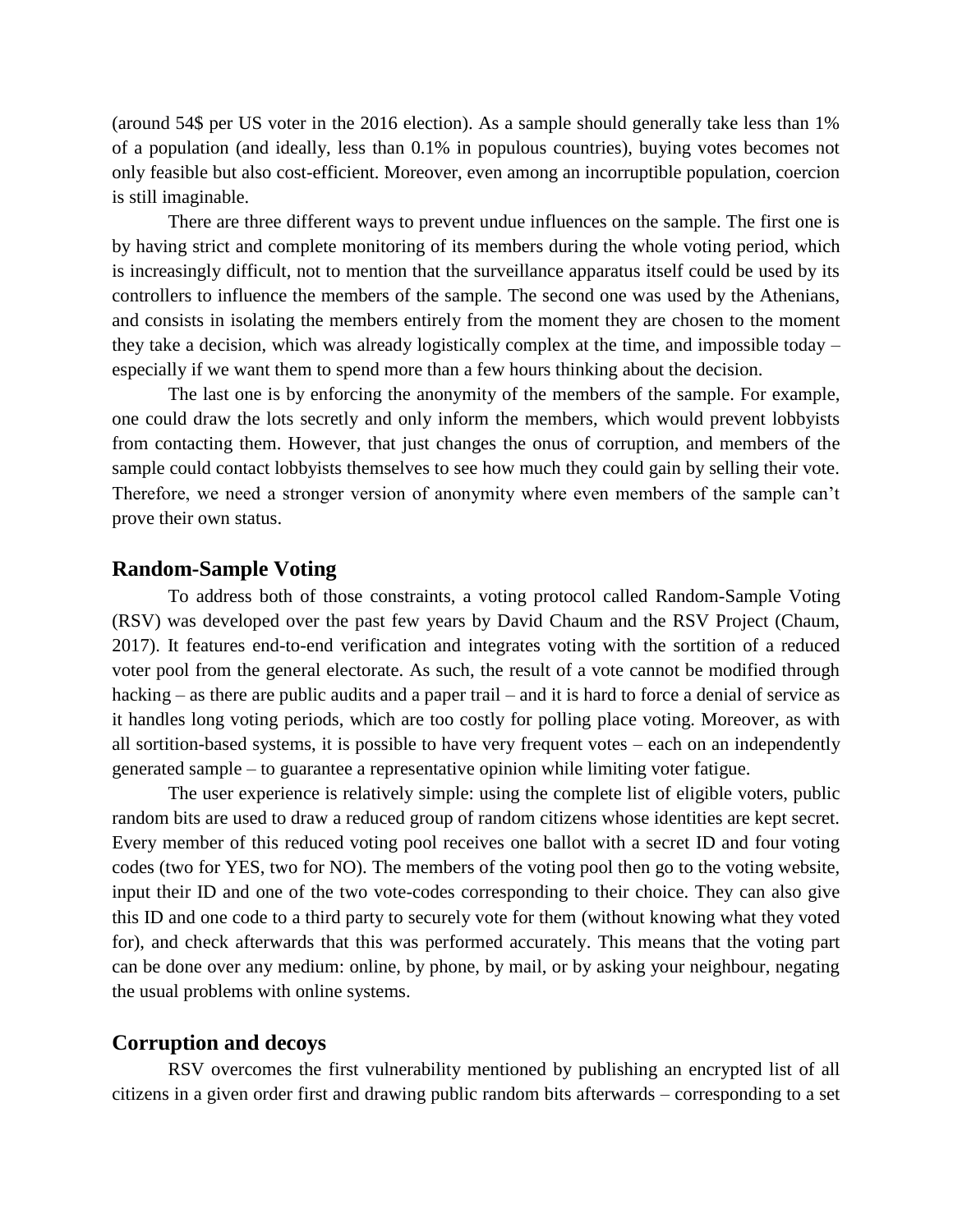(around 54$ per US voter in the 2016 election). As a sample should generally take less than 1% of a population (and ideally, less than 0.1% in populous countries), buying votes becomes not only feasible but also cost-efficient. Moreover, even among an incorruptible population, coercion is still imaginable.

There are three different ways to prevent undue influences on the sample. The first one is by having strict and complete monitoring of its members during the whole voting period, which is increasingly difficult, not to mention that the surveillance apparatus itself could be used by its controllers to influence the members of the sample. The second one was used by the Athenians, and consists in isolating the members entirely from the moment they are chosen to the moment they take a decision, which was already logistically complex at the time, and impossible today – especially if we want them to spend more than a few hours thinking about the decision.

The last one is by enforcing the anonymity of the members of the sample. For example, one could draw the lots secretly and only inform the members, which would prevent lobbyists from contacting them. However, that just changes the onus of corruption, and members of the sample could contact lobbyists themselves to see how much they could gain by selling their vote. Therefore, we need a stronger version of anonymity where even members of the sample can't prove their own status.

## Random-Sample Voting

To address both of those constraints, a voting protocol called Random-Sample Voting (RSV) was developed over the past few years by David Chaum and the RSV Project (Chaum, 2017). It features end-to-end verification and integrates voting with the sortition of a reduced voter pool from the general electorate. As such, the result of a vote cannot be modified through hacking – as there are public audits and a paper trail – and it is hard to force a denial of service as it handles long voting periods, which are too costly for polling place voting. Moreover, as with all sortition-based systems, it is possible to have very frequent votes – each on an independently generated sample – to guarantee a representative opinion while limiting voter fatigue.

The user experience is relatively simple: using the complete list of eligible voters, public random bits are used to draw a reduced group of random citizens whose identities are kept secret. Every member of this reduced voting pool receives one ballot with a secret ID and four voting codes (two for YES, two for NO). The members of the voting pool then go to the voting website, input their ID and one of the two vote-codes corresponding to their choice. They can also give this ID and one code to a third party to securely vote for them (without knowing what they voted for), and check afterwards that this was performed accurately. This means that the voting part can be done over any medium: online, by phone, by mail, or by asking your neighbour, negating the usual problems with online systems.

## Corruption and decoys

RSV overcomes the first vulnerability mentioned by publishing an encrypted list of all citizens in a given order first and drawing public random bits afterwards – corresponding to a set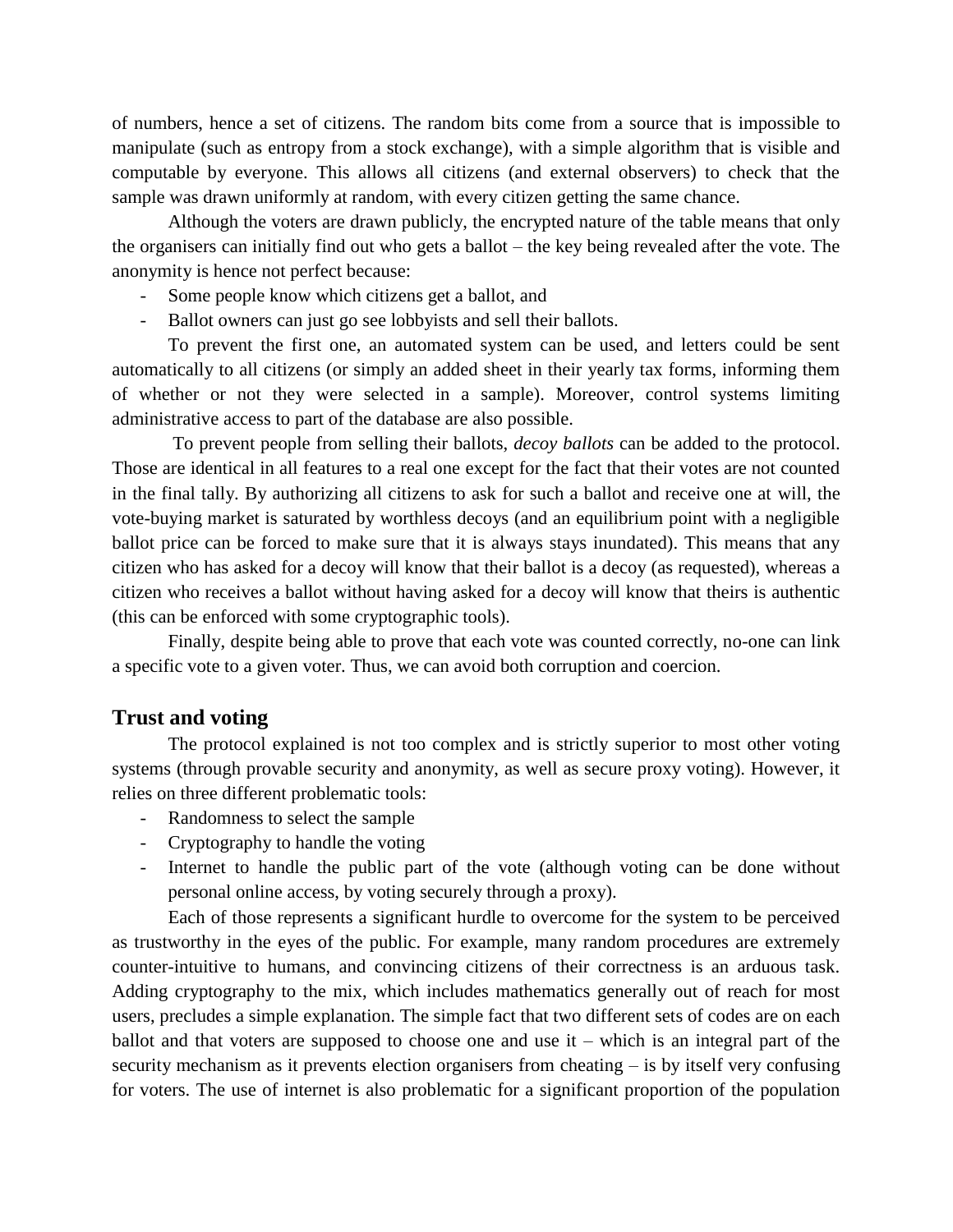of numbers, hence a set of citizens. The random bits come from a source that is impossible to manipulate (such as entropy from a stock exchange), with a simple algorithm that is visible and computable by everyone. This allows all citizens (and external observers) to check that the sample was drawn uniformly at random, with every citizen getting the same chance.

Although the voters are drawn publicly, the encrypted nature of the table means that only the organisers can initially find out who gets a ballot – the key being revealed after the vote. The anonymity is hence not perfect because:

- Some people know which citizens get a ballot, and
- Ballot owners can just go see lobbyists and sell their ballots.

To prevent the first one, an automated system can be used, and letters could be sent automatically to all citizens (or simply an added sheet in their yearly tax forms, informing them of whether or not they were selected in a sample). Moreover, control systems limiting administrative access to part of the database are also possible.

To prevent people from selling their ballots, *decoy ballots* can be added to the protocol. Those are identical in all features to a real one except for the fact that their votes are not counted in the final tally. By authorizing all citizens to ask for such a ballot and receive one at will, the vote-buying market is saturated by worthless decoys (and an equilibrium point with a negligible ballot price can be forced to make sure that it is always stays inundated). This means that any citizen who has asked for a decoy will know that their ballot is a decoy (as requested), whereas a citizen who receives a ballot without having asked for a decoy will know that theirs is authentic (this can be enforced with some cryptographic tools).

Finally, despite being able to prove that each vote was counted correctly, no-one can link a specific vote to a given voter. Thus, we can avoid both corruption and coercion.

## Trust and voting

The protocol explained is not too complex and is strictly superior to most other voting systems (through provable security and anonymity, as well as secure proxy voting). However, it relies on three different problematic tools:

- Randomness to select the sample
- Cryptography to handle the voting
- Internet to handle the public part of the vote (although voting can be done without personal online access, by voting securely through a proxy).

Each of those represents a significant hurdle to overcome for the system to be perceived as trustworthy in the eyes of the public. For example, many random procedures are extremely counter-intuitive to humans, and convincing citizens of their correctness is an arduous task. Adding cryptography to the mix, which includes mathematics generally out of reach for most users, precludes a simple explanation. The simple fact that two different sets of codes are on each ballot and that voters are supposed to choose one and use it – which is an integral part of the security mechanism as it prevents election organisers from cheating – is by itself very confusing for voters. The use of internet is also problematic for a significant proportion of the population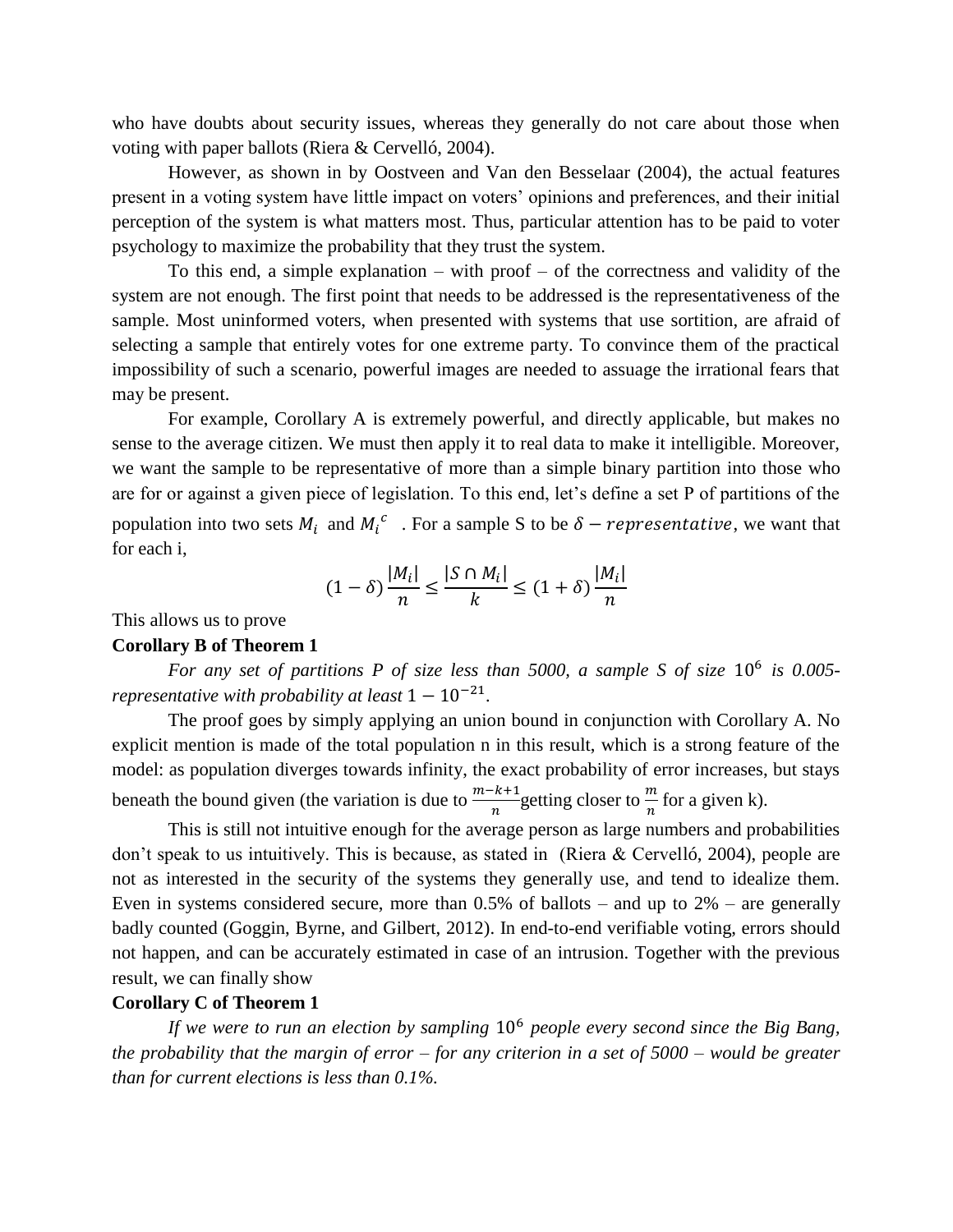who have doubts about security issues, whereas they generally do not care about those when voting with paper ballots (Riera & Cervelló, 2004).

However, as shown in by Oostveen and Van den Besselaar (2004), the actual features present in a voting system have little impact on voters' opinions and preferences, and their initial perception of the system is what matters most. Thus, particular attention has to be paid to voter psychology to maximize the probability that they trust the system.

To this end, a simple explanation – with proof – of the correctness and validity of the system are not enough. The first point that needs to be addressed is the representativeness of the sample. Most uninformed voters, when presented with systems that use sortition, are afraid of selecting a sample that entirely votes for one extreme party. To convince them of the practical impossibility of such a scenario, powerful images are needed to assuage the irrational fears that may be present.

For example, Corollary A is extremely powerful, and directly applicable, but makes no sense to the average citizen. We must then apply it to real data to make it intelligible. Moreover, we want the sample to be representative of more than a simple binary partition into those who are for or against a given piece of legislation. To this end, let's define a set P of partitions of the population into two sets $M_i$ and ${M_i}^c$. For a sample S to be $\delta - representative$, we want that for each i,

$$(1-\delta)\frac{|M_i|}{n} \leq \frac{|S \cap M_i|}{k} \leq (1+\delta)\frac{|M_i|}{n}$$

This allows us to prove

**Corollary B of Theorem 1**

*For any set of partitions P of size less than 5000, a sample S of size* $10^6$ *is 0.005-representative with probability at least* $1 - 10^{-21}$.

The proof goes by simply applying an union bound in conjunction with Corollary A. No explicit mention is made of the total population n in this result, which is a strong feature of the model: as population diverges towards infinity, the exact probability of error increases, but stays beneath the bound given (the variation is due to $\frac{m-k+1}{n}$ getting closer to $\frac{m}{n}$ for a given k).

This is still not intuitive enough for the average person as large numbers and probabilities don't speak to us intuitively. This is because, as stated in (Riera & Cervelló, 2004), people are not as interested in the security of the systems they generally use, and tend to idealize them. Even in systems considered secure, more than 0.5% of ballots – and up to 2% – are generally badly counted (Goggin, Byrne, and Gilbert, 2012). In end-to-end verifiable voting, errors should not happen, and can be accurately estimated in case of an intrusion. Together with the previous result, we can finally show

**Corollary C of Theorem 1**

*If we were to run an election by sampling* $10^6$ *people every second since the Big Bang, the probability that the margin of error – for any criterion in a set of 5000 – would be greater than for current elections is less than 0.1%.*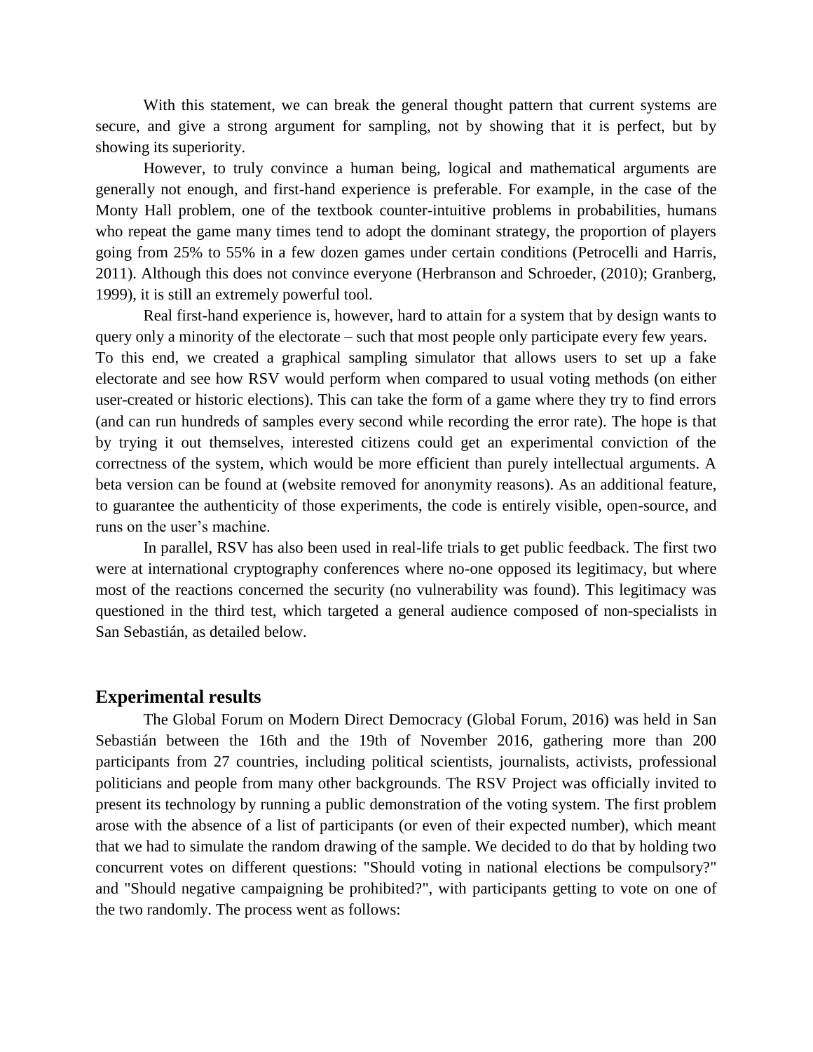With this statement, we can break the general thought pattern that current systems are secure, and give a strong argument for sampling, not by showing that it is perfect, but by showing its superiority.

However, to truly convince a human being, logical and mathematical arguments are generally not enough, and first-hand experience is preferable. For example, in the case of the Monty Hall problem, one of the textbook counter-intuitive problems in probabilities, humans who repeat the game many times tend to adopt the dominant strategy, the proportion of players going from 25% to 55% in a few dozen games under certain conditions (Petrocelli and Harris, 2011). Although this does not convince everyone (Herbranson and Schroeder, (2010); Granberg, 1999), it is still an extremely powerful tool.

Real first-hand experience is, however, hard to attain for a system that by design wants to query only a minority of the electorate – such that most people only participate every few years. To this end, we created a graphical sampling simulator that allows users to set up a fake electorate and see how RSV would perform when compared to usual voting methods (on either user-created or historic elections). This can take the form of a game where they try to find errors (and can run hundreds of samples every second while recording the error rate). The hope is that by trying it out themselves, interested citizens could get an experimental conviction of the correctness of the system, which would be more efficient than purely intellectual arguments. A beta version can be found at (website removed for anonymity reasons). As an additional feature, to guarantee the authenticity of those experiments, the code is entirely visible, open-source, and runs on the user's machine.

In parallel, RSV has also been used in real-life trials to get public feedback. The first two were at international cryptography conferences where no-one opposed its legitimacy, but where most of the reactions concerned the security (no vulnerability was found). This legitimacy was questioned in the third test, which targeted a general audience composed of non-specialists in San Sebastián, as detailed below.

## Experimental results

The Global Forum on Modern Direct Democracy (Global Forum, 2016) was held in San Sebastián between the 16th and the 19th of November 2016, gathering more than 200 participants from 27 countries, including political scientists, journalists, activists, professional politicians and people from many other backgrounds. The RSV Project was officially invited to present its technology by running a public demonstration of the voting system. The first problem arose with the absence of a list of participants (or even of their expected number), which meant that we had to simulate the random drawing of the sample. We decided to do that by holding two concurrent votes on different questions: "Should voting in national elections be compulsory?" and "Should negative campaigning be prohibited?", with participants getting to vote on one of the two randomly. The process went as follows: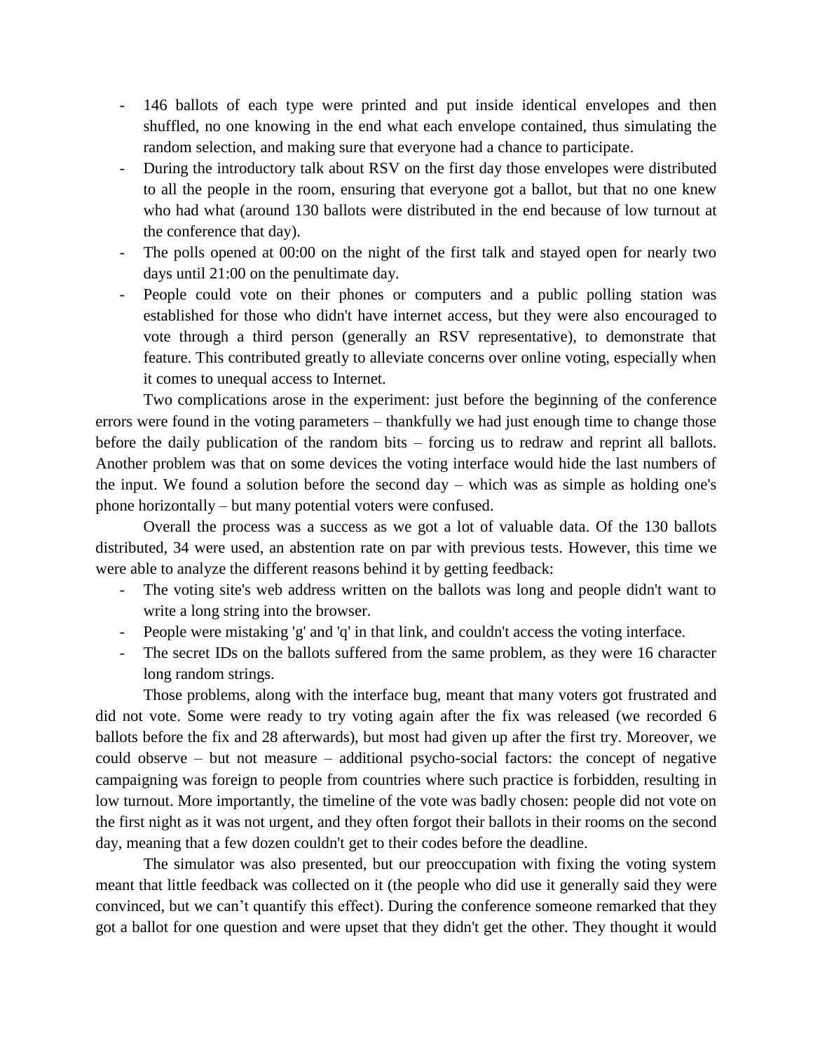- 146 ballots of each type were printed and put inside identical envelopes and then shuffled, no one knowing in the end what each envelope contained, thus simulating the random selection, and making sure that everyone had a chance to participate.
- During the introductory talk about RSV on the first day those envelopes were distributed to all the people in the room, ensuring that everyone got a ballot, but that no one knew who had what (around 130 ballots were distributed in the end because of low turnout at the conference that day).
- The polls opened at 00:00 on the night of the first talk and stayed open for nearly two days until 21:00 on the penultimate day.
- People could vote on their phones or computers and a public polling station was established for those who didn't have internet access, but they were also encouraged to vote through a third person (generally an RSV representative), to demonstrate that feature. This contributed greatly to alleviate concerns over online voting, especially when it comes to unequal access to Internet.

Two complications arose in the experiment: just before the beginning of the conference errors were found in the voting parameters – thankfully we had just enough time to change those before the daily publication of the random bits – forcing us to redraw and reprint all ballots. Another problem was that on some devices the voting interface would hide the last numbers of the input. We found a solution before the second day – which was as simple as holding one's phone horizontally – but many potential voters were confused.

Overall the process was a success as we got a lot of valuable data. Of the 130 ballots distributed, 34 were used, an abstention rate on par with previous tests. However, this time we were able to analyze the different reasons behind it by getting feedback:

- The voting site's web address written on the ballots was long and people didn't want to write a long string into the browser.
- People were mistaking 'g' and 'q' in that link, and couldn't access the voting interface.
- The secret IDs on the ballots suffered from the same problem, as they were 16 character long random strings.

Those problems, along with the interface bug, meant that many voters got frustrated and did not vote. Some were ready to try voting again after the fix was released (we recorded 6 ballots before the fix and 28 afterwards), but most had given up after the first try. Moreover, we could observe – but not measure – additional psycho-social factors: the concept of negative campaigning was foreign to people from countries where such practice is forbidden, resulting in low turnout. More importantly, the timeline of the vote was badly chosen: people did not vote on the first night as it was not urgent, and they often forgot their ballots in their rooms on the second day, meaning that a few dozen couldn't get to their codes before the deadline.

The simulator was also presented, but our preoccupation with fixing the voting system meant that little feedback was collected on it (the people who did use it generally said they were convinced, but we can't quantify this effect). During the conference someone remarked that they got a ballot for one question and were upset that they didn't get the other. They thought it would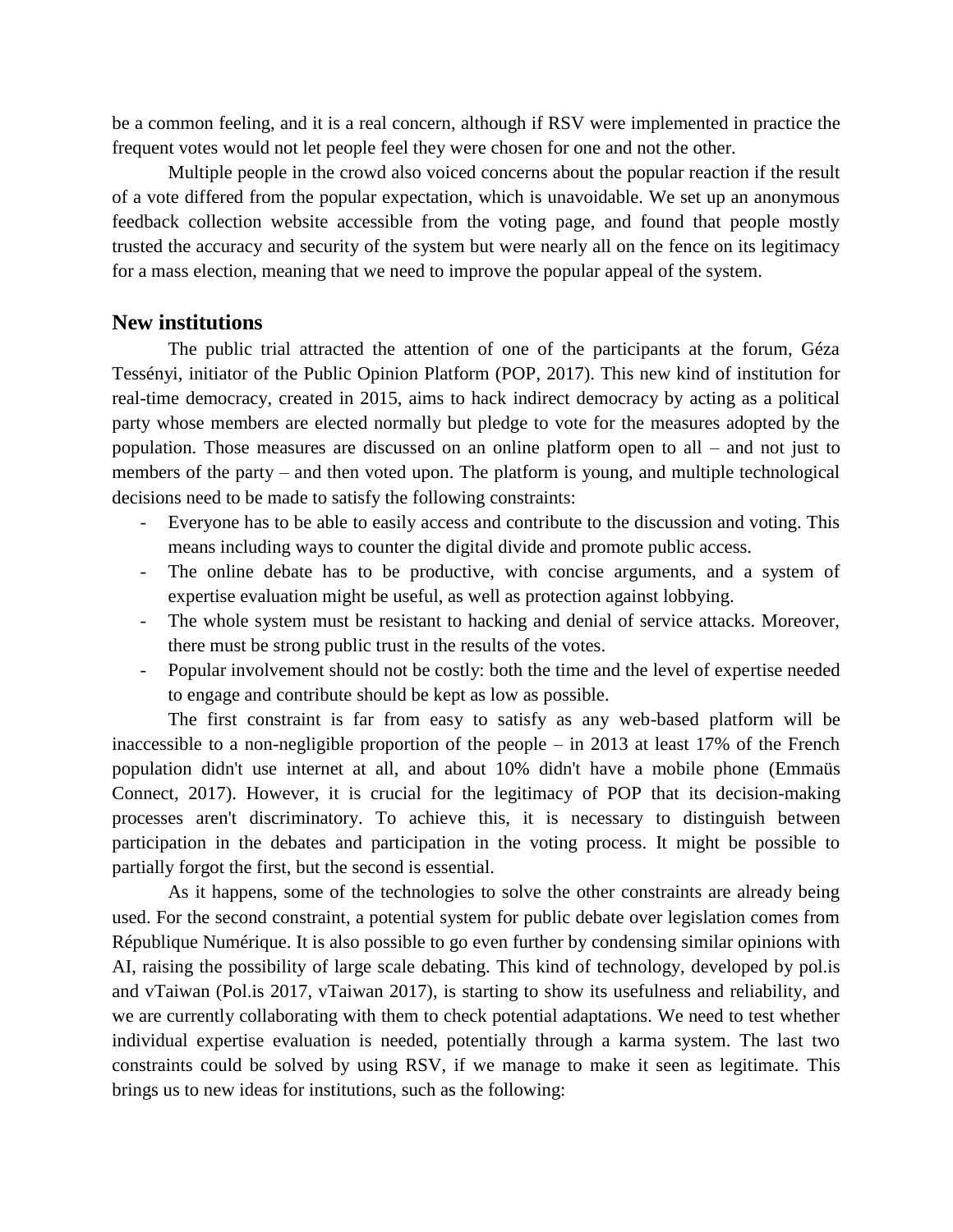be a common feeling, and it is a real concern, although if RSV were implemented in practice the frequent votes would not let people feel they were chosen for one and not the other.

Multiple people in the crowd also voiced concerns about the popular reaction if the result of a vote differed from the popular expectation, which is unavoidable. We set up an anonymous feedback collection website accessible from the voting page, and found that people mostly trusted the accuracy and security of the system but were nearly all on the fence on its legitimacy for a mass election, meaning that we need to improve the popular appeal of the system.

## New institutions

The public trial attracted the attention of one of the participants at the forum, Géza Tessényi, initiator of the Public Opinion Platform (POP, 2017). This new kind of institution for real-time democracy, created in 2015, aims to hack indirect democracy by acting as a political party whose members are elected normally but pledge to vote for the measures adopted by the population. Those measures are discussed on an online platform open to all – and not just to members of the party – and then voted upon. The platform is young, and multiple technological decisions need to be made to satisfy the following constraints:

- Everyone has to be able to easily access and contribute to the discussion and voting. This means including ways to counter the digital divide and promote public access.
- The online debate has to be productive, with concise arguments, and a system of expertise evaluation might be useful, as well as protection against lobbying.
- The whole system must be resistant to hacking and denial of service attacks. Moreover, there must be strong public trust in the results of the votes.
- Popular involvement should not be costly: both the time and the level of expertise needed to engage and contribute should be kept as low as possible.

The first constraint is far from easy to satisfy as any web-based platform will be inaccessible to a non-negligible proportion of the people – in 2013 at least 17% of the French population didn't use internet at all, and about 10% didn't have a mobile phone (Emmaüs Connect, 2017). However, it is crucial for the legitimacy of POP that its decision-making processes aren't discriminatory. To achieve this, it is necessary to distinguish between participation in the debates and participation in the voting process. It might be possible to partially forgot the first, but the second is essential.

As it happens, some of the technologies to solve the other constraints are already being used. For the second constraint, a potential system for public debate over legislation comes from République Numérique. It is also possible to go even further by condensing similar opinions with AI, raising the possibility of large scale debating. This kind of technology, developed by pol.is and vTaiwan (Pol.is 2017, vTaiwan 2017), is starting to show its usefulness and reliability, and we are currently collaborating with them to check potential adaptations. We need to test whether individual expertise evaluation is needed, potentially through a karma system. The last two constraints could be solved by using RSV, if we manage to make it seen as legitimate. This brings us to new ideas for institutions, such as the following: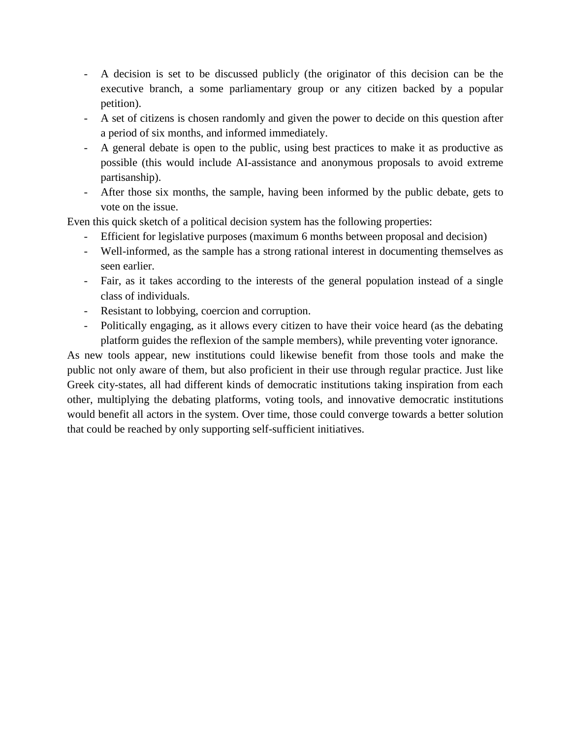- A decision is set to be discussed publicly (the originator of this decision can be the executive branch, a some parliamentary group or any citizen backed by a popular petition).
- A set of citizens is chosen randomly and given the power to decide on this question after a period of six months, and informed immediately.
- A general debate is open to the public, using best practices to make it as productive as possible (this would include AI-assistance and anonymous proposals to avoid extreme partisanship).
- After those six months, the sample, having been informed by the public debate, gets to vote on the issue.

Even this quick sketch of a political decision system has the following properties:

- Efficient for legislative purposes (maximum 6 months between proposal and decision)
- Well-informed, as the sample has a strong rational interest in documenting themselves as seen earlier.
- Fair, as it takes according to the interests of the general population instead of a single class of individuals.
- Resistant to lobbying, coercion and corruption.
- Politically engaging, as it allows every citizen to have their voice heard (as the debating platform guides the reflexion of the sample members), while preventing voter ignorance.

As new tools appear, new institutions could likewise benefit from those tools and make the public not only aware of them, but also proficient in their use through regular practice. Just like Greek city-states, all had different kinds of democratic institutions taking inspiration from each other, multiplying the debating platforms, voting tools, and innovative democratic institutions would benefit all actors in the system. Over time, those could converge towards a better solution that could be reached by only supporting self-sufficient initiatives.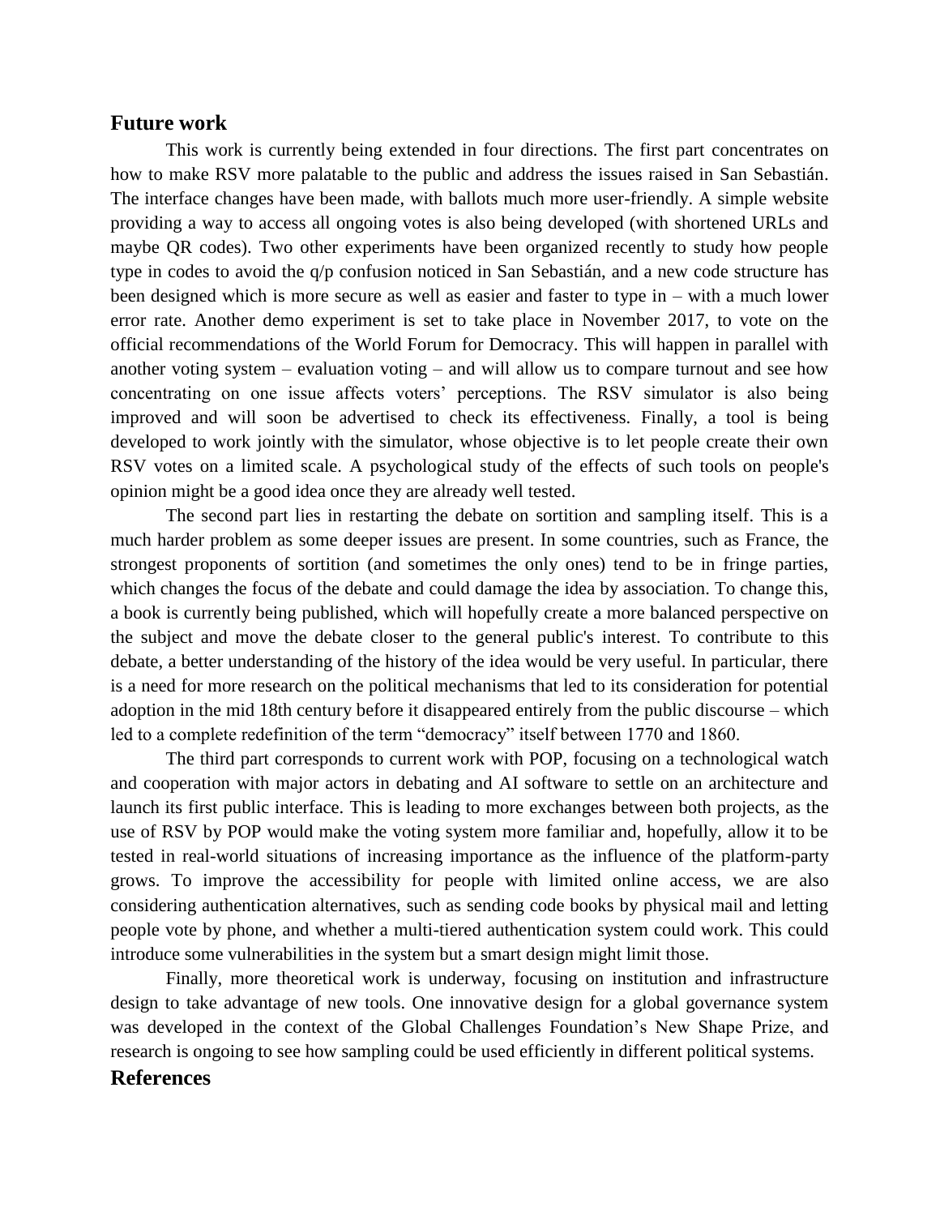## Future work

This work is currently being extended in four directions. The first part concentrates on how to make RSV more palatable to the public and address the issues raised in San Sebastián. The interface changes have been made, with ballots much more user-friendly. A simple website providing a way to access all ongoing votes is also being developed (with shortened URLs and maybe QR codes). Two other experiments have been organized recently to study how people type in codes to avoid the q/p confusion noticed in San Sebastián, and a new code structure has been designed which is more secure as well as easier and faster to type in – with a much lower error rate. Another demo experiment is set to take place in November 2017, to vote on the official recommendations of the World Forum for Democracy. This will happen in parallel with another voting system – evaluation voting – and will allow us to compare turnout and see how concentrating on one issue affects voters' perceptions. The RSV simulator is also being improved and will soon be advertised to check its effectiveness. Finally, a tool is being developed to work jointly with the simulator, whose objective is to let people create their own RSV votes on a limited scale. A psychological study of the effects of such tools on people's opinion might be a good idea once they are already well tested.

The second part lies in restarting the debate on sortition and sampling itself. This is a much harder problem as some deeper issues are present. In some countries, such as France, the strongest proponents of sortition (and sometimes the only ones) tend to be in fringe parties, which changes the focus of the debate and could damage the idea by association. To change this, a book is currently being published, which will hopefully create a more balanced perspective on the subject and move the debate closer to the general public's interest. To contribute to this debate, a better understanding of the history of the idea would be very useful. In particular, there is a need for more research on the political mechanisms that led to its consideration for potential adoption in the mid 18th century before it disappeared entirely from the public discourse – which led to a complete redefinition of the term "democracy" itself between 1770 and 1860.

The third part corresponds to current work with POP, focusing on a technological watch and cooperation with major actors in debating and AI software to settle on an architecture and launch its first public interface. This is leading to more exchanges between both projects, as the use of RSV by POP would make the voting system more familiar and, hopefully, allow it to be tested in real-world situations of increasing importance as the influence of the platform-party grows. To improve the accessibility for people with limited online access, we are also considering authentication alternatives, such as sending code books by physical mail and letting people vote by phone, and whether a multi-tiered authentication system could work. This could introduce some vulnerabilities in the system but a smart design might limit those.

Finally, more theoretical work is underway, focusing on institution and infrastructure design to take advantage of new tools. One innovative design for a global governance system was developed in the context of the Global Challenges Foundation's New Shape Prize, and research is ongoing to see how sampling could be used efficiently in different political systems.

## References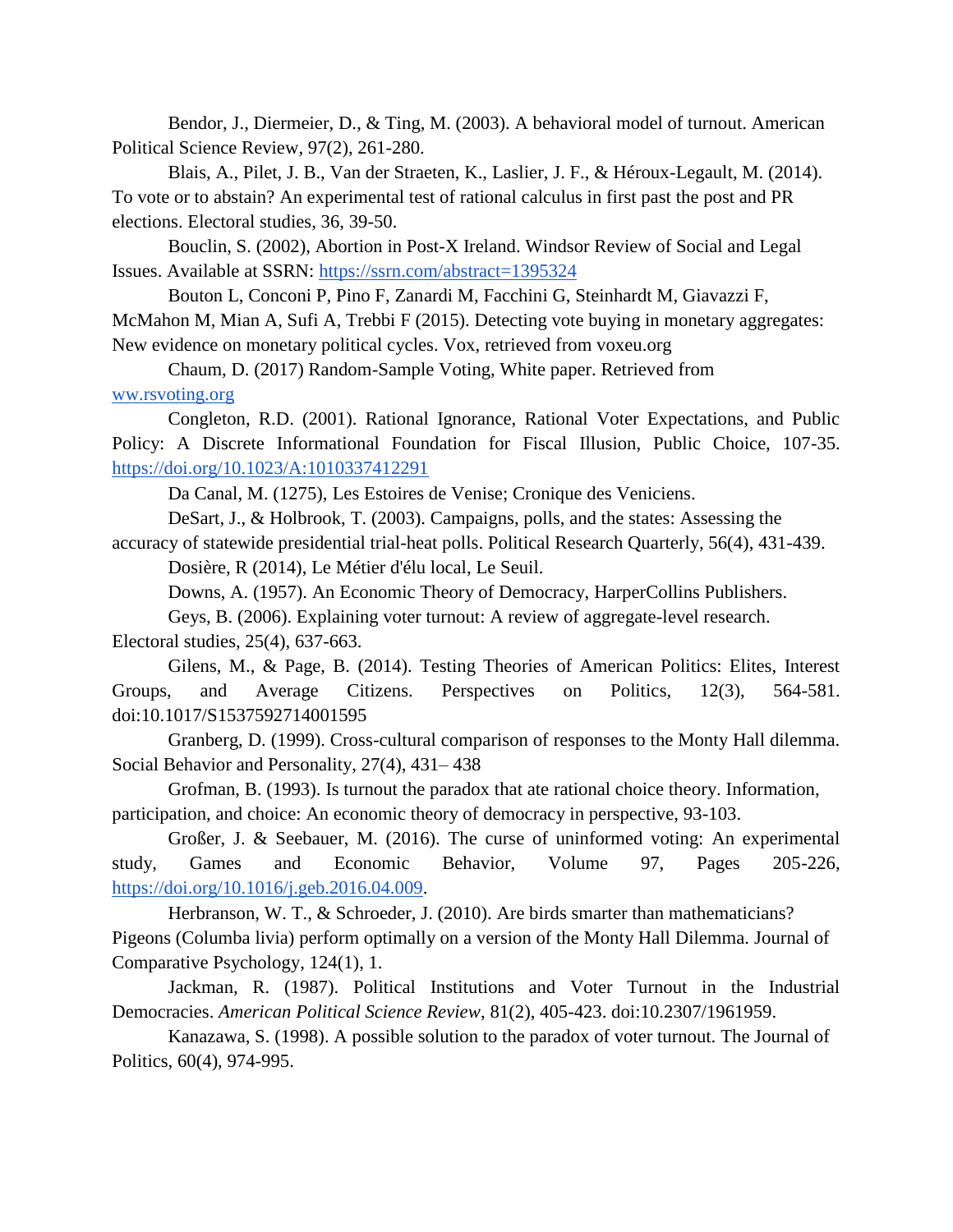Bendor, J., Diermeier, D., & Ting, M. (2003). A behavioral model of turnout. American Political Science Review, 97(2), 261-280.

Blais, A., Pilet, J. B., Van der Straeten, K., Laslier, J. F., & Héroux-Legault, M. (2014). To vote or to abstain? An experimental test of rational calculus in first past the post and PR elections. Electoral studies, 36, 39-50.

Bouclin, S. (2002), Abortion in Post-X Ireland. Windsor Review of Social and Legal Issues. Available at SSRN: https://ssrn.com/abstract=1395324

Bouton L, Conconi P, Pino F, Zanardi M, Facchini G, Steinhardt M, Giavazzi F, McMahon M, Mian A, Sufi A, Trebbi F (2015). Detecting vote buying in monetary aggregates: New evidence on monetary political cycles. Vox, retrieved from voxeu.org

Chaum, D. (2017) Random-Sample Voting, White paper. Retrieved from ww.rsvoting.org

Congleton, R.D. (2001). Rational Ignorance, Rational Voter Expectations, and Public Policy: A Discrete Informational Foundation for Fiscal Illusion, Public Choice, 107-35. https://doi.org/10.1023/A:1010337412291

Da Canal, M. (1275), Les Estoires de Venise; Cronique des Veniciens.

DeSart, J., & Holbrook, T. (2003). Campaigns, polls, and the states: Assessing the accuracy of statewide presidential trial-heat polls. Political Research Quarterly, 56(4), 431-439.

Dosière, R (2014), Le Métier d'élu local, Le Seuil.

Downs, A. (1957). An Economic Theory of Democracy, HarperCollins Publishers.

Geys, B. (2006). Explaining voter turnout: A review of aggregate-level research. Electoral studies, 25(4), 637-663.

Gilens, M., & Page, B. (2014). Testing Theories of American Politics: Elites, Interest Groups, and Average Citizens. Perspectives on Politics, 12(3), 564-581. doi:10.1017/S1537592714001595

Granberg, D. (1999). Cross-cultural comparison of responses to the Monty Hall dilemma. Social Behavior and Personality, 27(4), 431– 438

Grofman, B. (1993). Is turnout the paradox that ate rational choice theory. Information, participation, and choice: An economic theory of democracy in perspective, 93-103.

Großer, J. & Seebauer, M. (2016). The curse of uninformed voting: An experimental study, Games and Economic Behavior, Volume 97, Pages 205-226, https://doi.org/10.1016/j.geb.2016.04.009.

Herbranson, W. T., & Schroeder, J. (2010). Are birds smarter than mathematicians? Pigeons (Columba livia) perform optimally on a version of the Monty Hall Dilemma. Journal of Comparative Psychology, 124(1), 1.

Jackman, R. (1987). Political Institutions and Voter Turnout in the Industrial Democracies. *American Political Science Review*, 81(2), 405-423. doi:10.2307/1961959.

Kanazawa, S. (1998). A possible solution to the paradox of voter turnout. The Journal of Politics, 60(4), 974-995.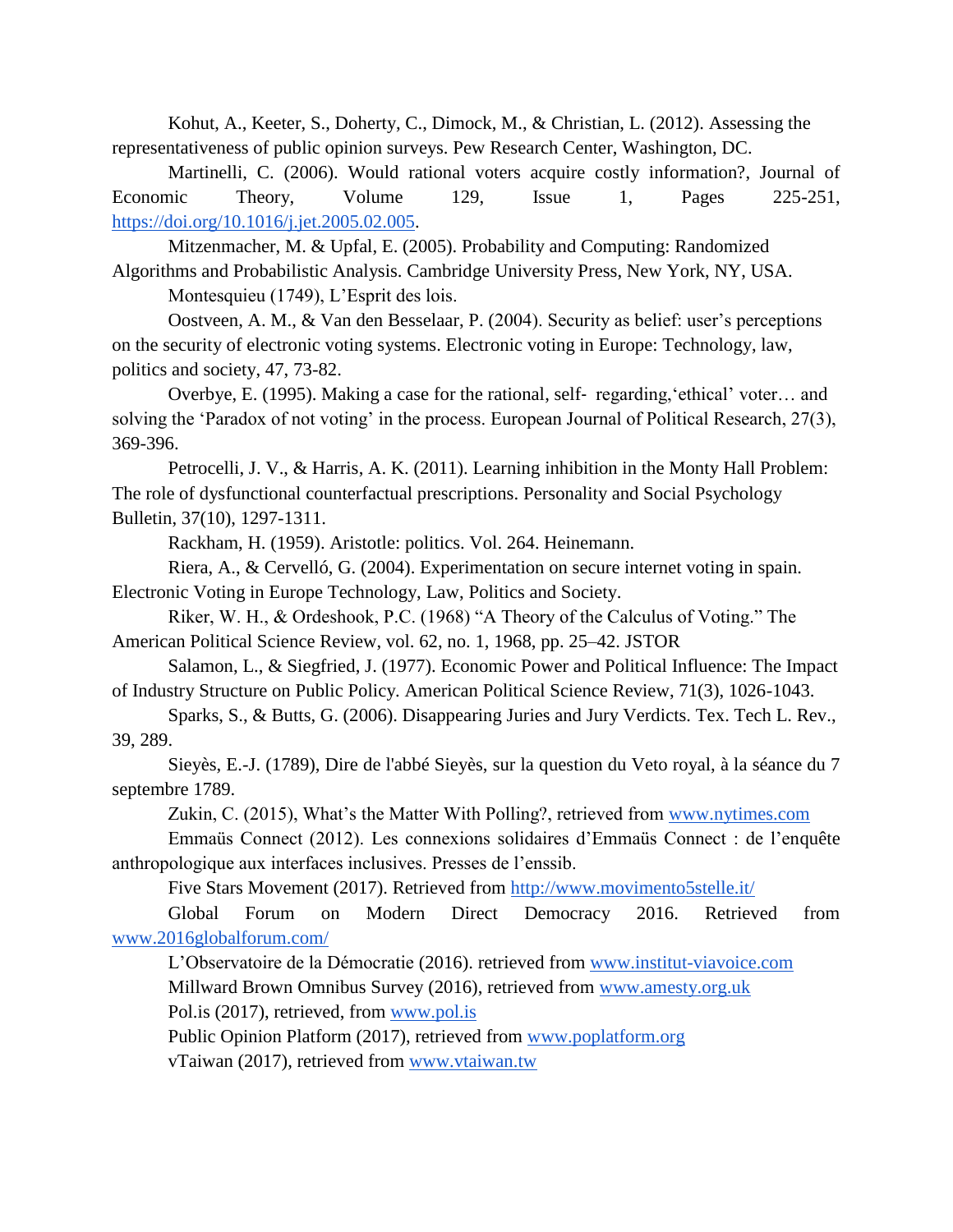Kohut, A., Keeter, S., Doherty, C., Dimock, M., & Christian, L. (2012). Assessing the representativeness of public opinion surveys. Pew Research Center, Washington, DC.

Martinelli, C. (2006). Would rational voters acquire costly information?, Journal of Economic Theory, Volume 129, Issue 1, Pages 225-251, https://doi.org/10.1016/j.jet.2005.02.005.

Mitzenmacher, M. & Upfal, E. (2005). Probability and Computing: Randomized Algorithms and Probabilistic Analysis. Cambridge University Press, New York, NY, USA.

Montesquieu (1749), L'Esprit des lois.

Oostveen, A. M., & Van den Besselaar, P. (2004). Security as belief: user's perceptions on the security of electronic voting systems. Electronic voting in Europe: Technology, law, politics and society, 47, 73-82.

Overbye, E. (1995). Making a case for the rational, self- regarding,'ethical' voter… and solving the 'Paradox of not voting' in the process. European Journal of Political Research, 27(3), 369-396.

Petrocelli, J. V., & Harris, A. K. (2011). Learning inhibition in the Monty Hall Problem: The role of dysfunctional counterfactual prescriptions. Personality and Social Psychology Bulletin, 37(10), 1297-1311.

Rackham, H. (1959). Aristotle: politics. Vol. 264. Heinemann.

Riera, A., & Cervelló, G. (2004). Experimentation on secure internet voting in spain. Electronic Voting in Europe Technology, Law, Politics and Society.

Riker, W. H., & Ordeshook, P.C. (1968) "A Theory of the Calculus of Voting." The American Political Science Review, vol. 62, no. 1, 1968, pp. 25–42. JSTOR

Salamon, L., & Siegfried, J. (1977). Economic Power and Political Influence: The Impact of Industry Structure on Public Policy. American Political Science Review, 71(3), 1026-1043.

Sparks, S., & Butts, G. (2006). Disappearing Juries and Jury Verdicts. Tex. Tech L. Rev., 39, 289.

Sieyès, E.-J. (1789), Dire de l'abbé Sieyès, sur la question du Veto royal, à la séance du 7 septembre 1789.

Zukin, C. (2015), What's the Matter With Polling?, retrieved from www.nytimes.com

Emmaüs Connect (2012). Les connexions solidaires d'Emmaüs Connect : de l'enquête anthropologique aux interfaces inclusives. Presses de l'enssib.

Five Stars Movement (2017). Retrieved from http://www.movimento5stelle.it/

Global Forum on Modern Direct Democracy 2016. Retrieved from www.2016globalforum.com/

L'Observatoire de la Démocratie (2016). retrieved from www.institut-viavoice.com

Millward Brown Omnibus Survey (2016), retrieved from www.amesty.org.uk

Pol.is (2017), retrieved, from www.pol.is

Public Opinion Platform (2017), retrieved from www.poplatform.org

vTaiwan (2017), retrieved from www.vtaiwan.tw